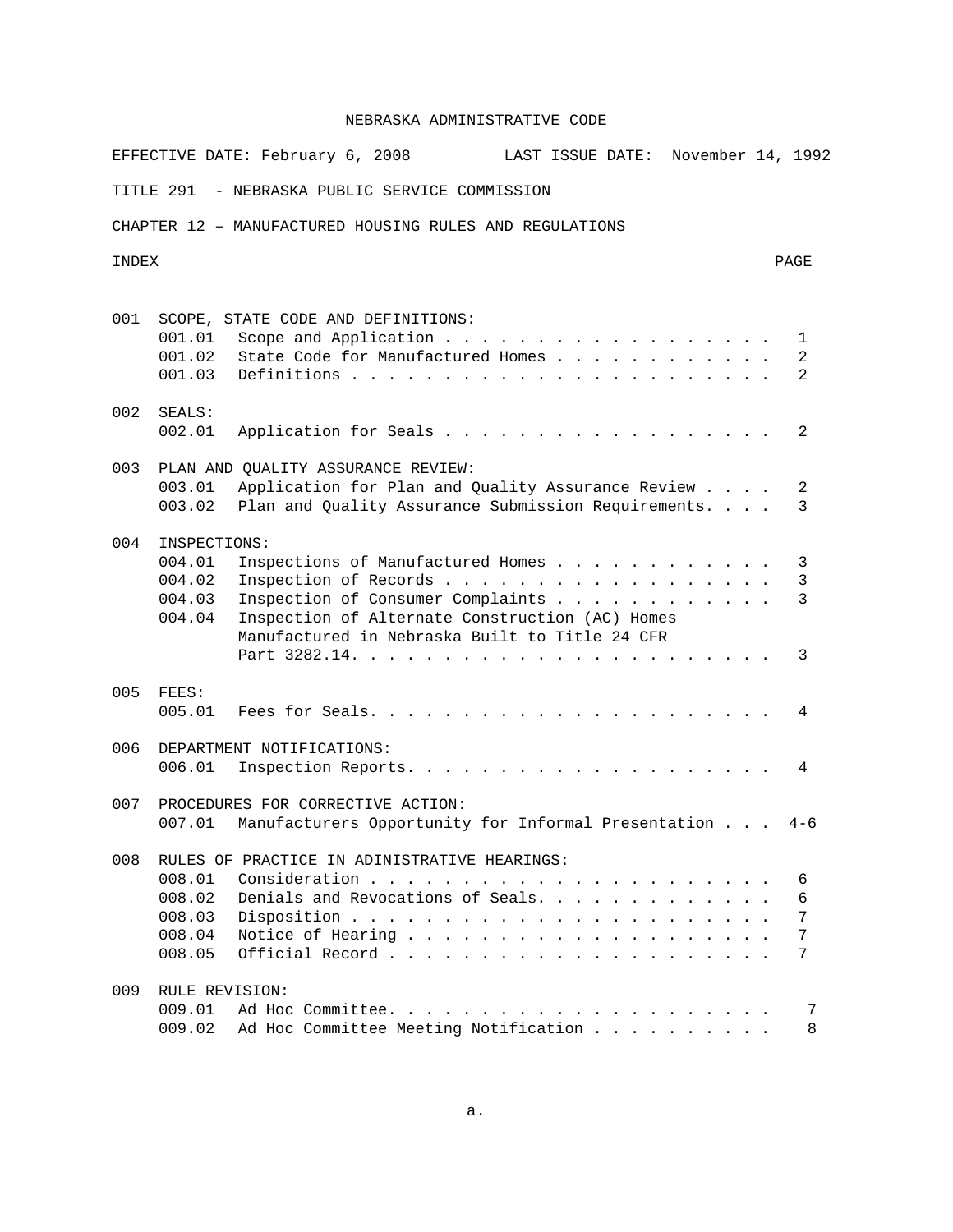NEBRASKA ADMINISTRATIVE CODE

EFFECTIVE DATE: February 6, 2008 LAST ISSUE DATE: November 14, 1992

TITLE 291 - NEBRASKA PUBLIC SERVICE COMMISSION

CHAPTER 12 – MANUFACTURED HOUSING RULES AND REGULATIONS

| INDEX | | | PAGE |
|---|---|---|---|
| 001 | SCOPE, STATE CODE AND DEFINITIONS: | | |
| | 001.01 | Scope and Application | 1 |
| | 001.02 | State Code for Manufactured Homes | 2 |
| | 001.03 | Definitions | 2 |
| 002 | SEALS: | | |
| | 002.01 | Application for Seals | 2 |
| 003 | PLAN AND QUALITY ASSURANCE REVIEW: | | |
| | 003.01 | Application for Plan and Quality Assurance Review | 2 |
| | 003.02 | Plan and Quality Assurance Submission Requirements | 3 |
| 004 | INSPECTIONS: | | |
| | 004.01 | Inspections of Manufactured Homes | 3 |
| | 004.02 | Inspection of Records | 3 |
| | 004.03 | Inspection of Consumer Complaints | 3 |
| | 004.04 | Inspection of Alternate Construction (AC) Homes Manufactured in Nebraska Built to Title 24 CFR Part 3282.14. | 3 |
| 005 | FEES: | | |
| | 005.01 | Fees for Seals. | 4 |
| 006 | DEPARTMENT NOTIFICATIONS: | | |
| | 006.01 | Inspection Reports. | 4 |
| 007 | PROCEDURES FOR CORRECTIVE ACTION: | | |
| | 007.01 | Manufacturers Opportunity for Informal Presentation | 4-6 |
| 008 | RULES OF PRACTICE IN ADINISTRATIVE HEARINGS: | | |
| | 008.01 | Consideration | 6 |
| | 008.02 | Denials and Revocations of Seals. | 6 |
| | 008.03 | Disposition | 7 |
| | 008.04 | Notice of Hearing | 7 |
| | 008.05 | Official Record | 7 |
| 009 | RULE REVISION: | | |
| | 009.01 | Ad Hoc Committee. | 7 |
| | 009.02 | Ad Hoc Committee Meeting Notification | 8 |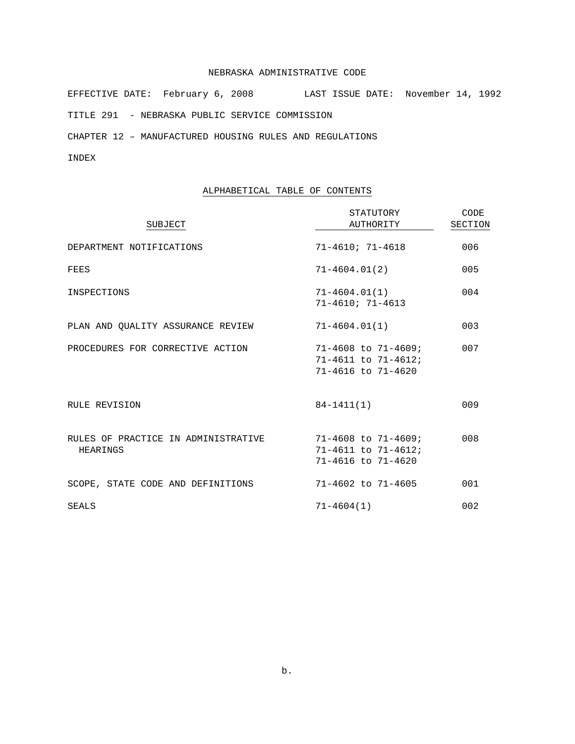NEBRASKA ADMINISTRATIVE CODE

EFFECTIVE DATE: February 6, 2008 LAST ISSUE DATE: November 14, 1992

TITLE 291 - NEBRASKA PUBLIC SERVICE COMMISSION

CHAPTER 12 – MANUFACTURED HOUSING RULES AND REGULATIONS

INDEX

## ALPHABETICAL TABLE OF CONTENTS

| SUBJECT | STATUTORY AUTHORITY | CODE SECTION |
|---|---|---|
| DEPARTMENT NOTIFICATIONS | 71-4610; 71-4618 | 006 |
| FEES | 71-4604.01(2) | 005 |
| INSPECTIONS | 71-4604.01(1) 71-4610; 71-4613 | 004 |
| PLAN AND QUALITY ASSURANCE REVIEW | 71-4604.01(1) | 003 |
| PROCEDURES FOR CORRECTIVE ACTION | 71-4608 to 71-4609; 71-4611 to 71-4612; 71-4616 to 71-4620 | 007 |
| RULE REVISION | 84-1411(1) | 009 |
| RULES OF PRACTICE IN ADMINISTRATIVE HEARINGS | 71-4608 to 71-4609; 71-4611 to 71-4612; 71-4616 to 71-4620 | 008 |
| SCOPE, STATE CODE AND DEFINITIONS | 71-4602 to 71-4605 | 001 |
| SEALS | 71-4604(1) | 002 |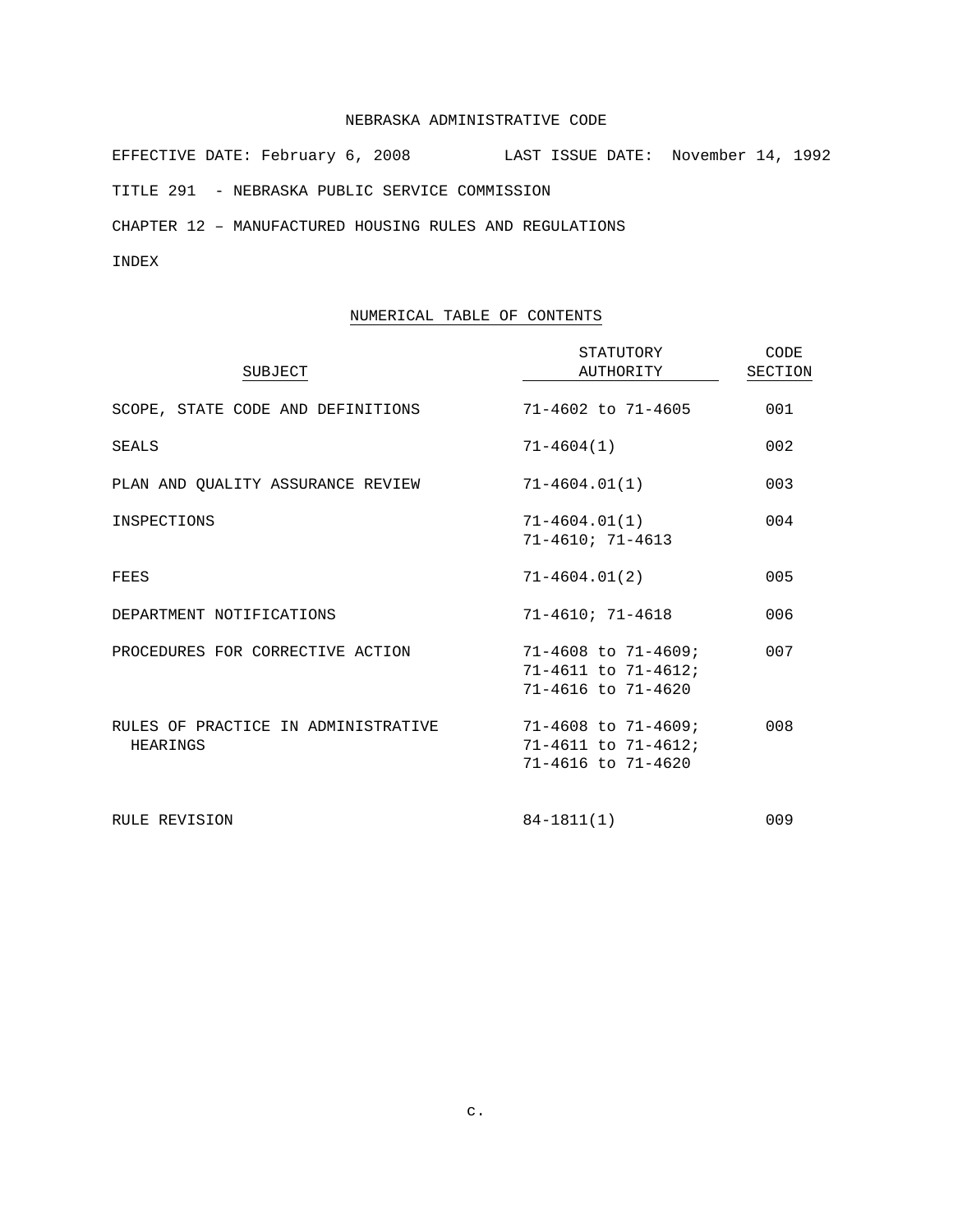NEBRASKA ADMINISTRATIVE CODE

EFFECTIVE DATE: February 6, 2008 LAST ISSUE DATE: November 14, 1992

TITLE 291 - NEBRASKA PUBLIC SERVICE COMMISSION

CHAPTER 12 – MANUFACTURED HOUSING RULES AND REGULATIONS

INDEX

## NUMERICAL TABLE OF CONTENTS

| SUBJECT | STATUTORY AUTHORITY | CODE SECTION |
|---|---|---|
| SCOPE, STATE CODE AND DEFINITIONS | 71-4602 to 71-4605 | 001 |
| SEALS | 71-4604(1) | 002 |
| PLAN AND QUALITY ASSURANCE REVIEW | 71-4604.01(1) | 003 |
| INSPECTIONS | 71-4604.01(1) 71-4610; 71-4613 | 004 |
| FEES | 71-4604.01(2) | 005 |
| DEPARTMENT NOTIFICATIONS | 71-4610; 71-4618 | 006 |
| PROCEDURES FOR CORRECTIVE ACTION | 71-4608 to 71-4609; 71-4611 to 71-4612; 71-4616 to 71-4620 | 007 |
| RULES OF PRACTICE IN ADMINISTRATIVE HEARINGS | 71-4608 to 71-4609; 71-4611 to 71-4612; 71-4616 to 71-4620 | 008 |
| RULE REVISION | 84-1811(1) | 009 |

c.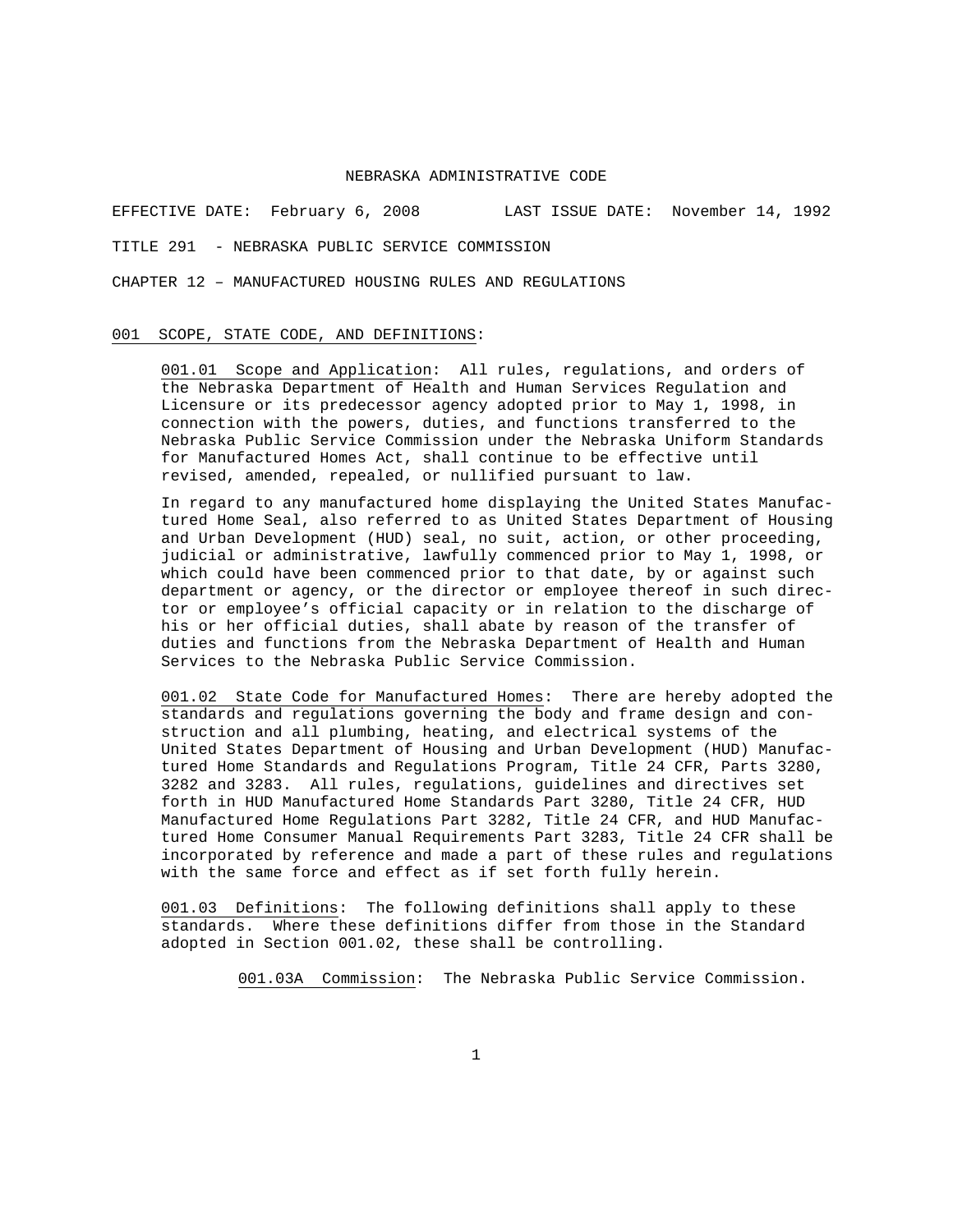NEBRASKA ADMINISTRATIVE CODE

EFFECTIVE DATE: February 6, 2008 LAST ISSUE DATE: November 14, 1992

TITLE 291 - NEBRASKA PUBLIC SERVICE COMMISSION

CHAPTER 12 – MANUFACTURED HOUSING RULES AND REGULATIONS

001 SCOPE, STATE CODE, AND DEFINITIONS:

001.01 Scope and Application: All rules, regulations, and orders of the Nebraska Department of Health and Human Services Regulation and Licensure or its predecessor agency adopted prior to May 1, 1998, in connection with the powers, duties, and functions transferred to the Nebraska Public Service Commission under the Nebraska Uniform Standards for Manufactured Homes Act, shall continue to be effective until revised, amended, repealed, or nullified pursuant to law.

In regard to any manufactured home displaying the United States Manufactured Home Seal, also referred to as United States Department of Housing and Urban Development (HUD) seal, no suit, action, or other proceeding, judicial or administrative, lawfully commenced prior to May 1, 1998, or which could have been commenced prior to that date, by or against such department or agency, or the director or employee thereof in such director or employee's official capacity or in relation to the discharge of his or her official duties, shall abate by reason of the transfer of duties and functions from the Nebraska Department of Health and Human Services to the Nebraska Public Service Commission.

001.02 State Code for Manufactured Homes: There are hereby adopted the standards and regulations governing the body and frame design and construction and all plumbing, heating, and electrical systems of the United States Department of Housing and Urban Development (HUD) Manufactured Home Standards and Regulations Program, Title 24 CFR, Parts 3280, 3282 and 3283. All rules, regulations, guidelines and directives set forth in HUD Manufactured Home Standards Part 3280, Title 24 CFR, HUD Manufactured Home Regulations Part 3282, Title 24 CFR, and HUD Manufactured Home Consumer Manual Requirements Part 3283, Title 24 CFR shall be incorporated by reference and made a part of these rules and regulations with the same force and effect as if set forth fully herein.

001.03 Definitions: The following definitions shall apply to these standards. Where these definitions differ from those in the Standard adopted in Section 001.02, these shall be controlling.

001.03A Commission: The Nebraska Public Service Commission.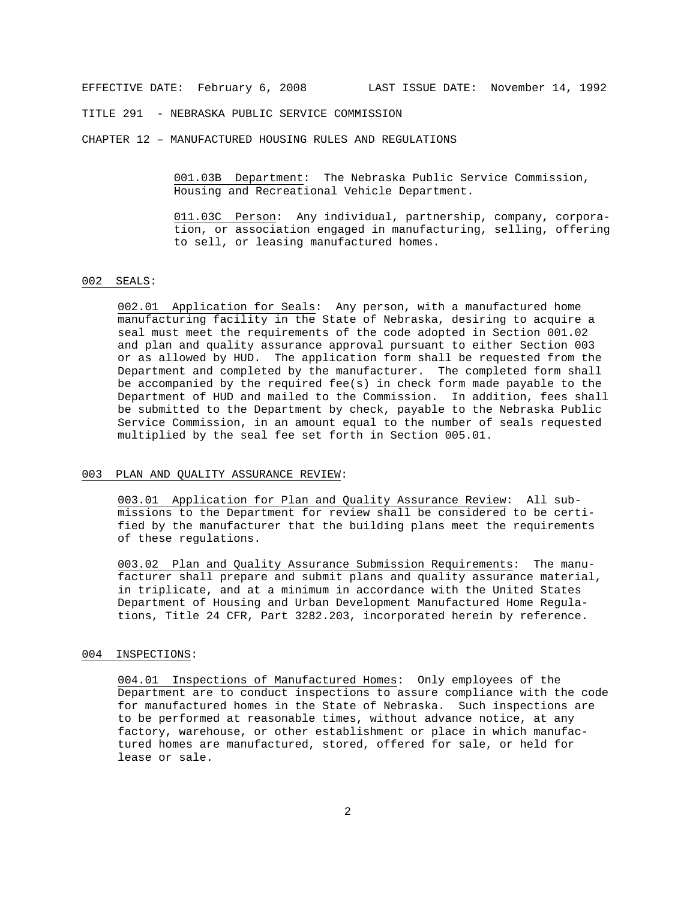001.03B Department: The Nebraska Public Service Commission, Housing and Recreational Vehicle Department.

011.03C Person: Any individual, partnership, company, corporation, or association engaged in manufacturing, selling, offering to sell, or leasing manufactured homes.

## 002 SEALS:

002.01 Application for Seals: Any person, with a manufactured home manufacturing facility in the State of Nebraska, desiring to acquire a seal must meet the requirements of the code adopted in Section 001.02 and plan and quality assurance approval pursuant to either Section 003 or as allowed by HUD. The application form shall be requested from the Department and completed by the manufacturer. The completed form shall be accompanied by the required fee(s) in check form made payable to the Department of HUD and mailed to the Commission. In addition, fees shall be submitted to the Department by check, payable to the Nebraska Public Service Commission, in an amount equal to the number of seals requested multiplied by the seal fee set forth in Section 005.01.

## 003 PLAN AND QUALITY ASSURANCE REVIEW:

003.01 Application for Plan and Quality Assurance Review: All submissions to the Department for review shall be considered to be certified by the manufacturer that the building plans meet the requirements of these regulations.

003.02 Plan and Quality Assurance Submission Requirements: The manufacturer shall prepare and submit plans and quality assurance material, in triplicate, and at a minimum in accordance with the United States Department of Housing and Urban Development Manufactured Home Regulations, Title 24 CFR, Part 3282.203, incorporated herein by reference.

## 004 INSPECTIONS:

004.01 Inspections of Manufactured Homes: Only employees of the Department are to conduct inspections to assure compliance with the code for manufactured homes in the State of Nebraska. Such inspections are to be performed at reasonable times, without advance notice, at any factory, warehouse, or other establishment or place in which manufactured homes are manufactured, stored, offered for sale, or held for lease or sale.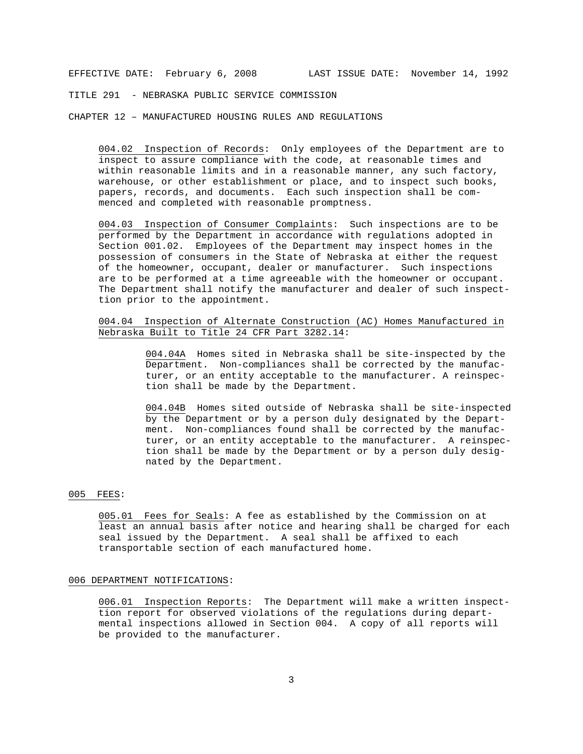004.02 Inspection of Records: Only employees of the Department are to inspect to assure compliance with the code, at reasonable times and within reasonable limits and in a reasonable manner, any such factory, warehouse, or other establishment or place, and to inspect such books, papers, records, and documents. Each such inspection shall be commenced and completed with reasonable promptness.

004.03 Inspection of Consumer Complaints: Such inspections are to be performed by the Department in accordance with regulations adopted in Section 001.02. Employees of the Department may inspect homes in the possession of consumers in the State of Nebraska at either the request of the homeowner, occupant, dealer or manufacturer. Such inspections are to be performed at a time agreeable with the homeowner or occupant. The Department shall notify the manufacturer and dealer of such inspection prior to the appointment.

004.04 Inspection of Alternate Construction (AC) Homes Manufactured in Nebraska Built to Title 24 CFR Part 3282.14:

004.04A Homes sited in Nebraska shall be site-inspected by the Department. Non-compliances shall be corrected by the manufacturer, or an entity acceptable to the manufacturer. A reinspection shall be made by the Department.

004.04B Homes sited outside of Nebraska shall be site-inspected by the Department or by a person duly designated by the Department. Non-compliances found shall be corrected by the manufacturer, or an entity acceptable to the manufacturer. A reinspection shall be made by the Department or by a person duly designated by the Department.

## 005 FEES:

005.01 Fees for Seals: A fee as established by the Commission on at least an annual basis after notice and hearing shall be charged for each seal issued by the Department. A seal shall be affixed to each transportable section of each manufactured home.

## 006 DEPARTMENT NOTIFICATIONS:

006.01 Inspection Reports: The Department will make a written inspection report for observed violations of the regulations during departmental inspections allowed in Section 004. A copy of all reports will be provided to the manufacturer.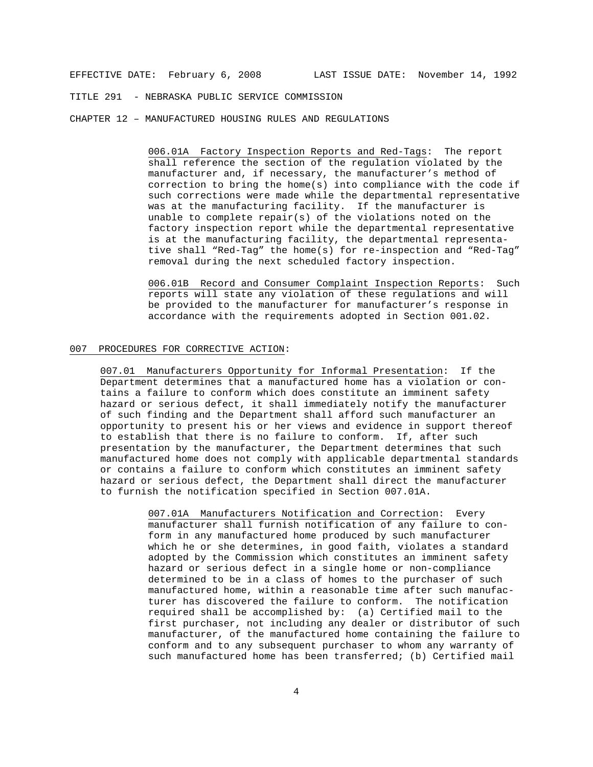006.01A Factory Inspection Reports and Red-Tags: The report shall reference the section of the regulation violated by the manufacturer and, if necessary, the manufacturer's method of correction to bring the home(s) into compliance with the code if such corrections were made while the departmental representative was at the manufacturing facility. If the manufacturer is unable to complete repair(s) of the violations noted on the factory inspection report while the departmental representative is at the manufacturing facility, the departmental representative shall "Red-Tag" the home(s) for re-inspection and "Red-Tag" removal during the next scheduled factory inspection.

006.01B Record and Consumer Complaint Inspection Reports: Such reports will state any violation of these regulations and will be provided to the manufacturer for manufacturer's response in accordance with the requirements adopted in Section 001.02.

## 007 PROCEDURES FOR CORRECTIVE ACTION:

007.01 Manufacturers Opportunity for Informal Presentation: If the Department determines that a manufactured home has a violation or contains a failure to conform which does constitute an imminent safety hazard or serious defect, it shall immediately notify the manufacturer of such finding and the Department shall afford such manufacturer an opportunity to present his or her views and evidence in support thereof to establish that there is no failure to conform. If, after such presentation by the manufacturer, the Department determines that such manufactured home does not comply with applicable departmental standards or contains a failure to conform which constitutes an imminent safety hazard or serious defect, the Department shall direct the manufacturer to furnish the notification specified in Section 007.01A.

007.01A Manufacturers Notification and Correction: Every manufacturer shall furnish notification of any failure to conform in any manufactured home produced by such manufacturer which he or she determines, in good faith, violates a standard adopted by the Commission which constitutes an imminent safety hazard or serious defect in a single home or non-compliance determined to be in a class of homes to the purchaser of such manufactured home, within a reasonable time after such manufacturer has discovered the failure to conform. The notification required shall be accomplished by: (a) Certified mail to the first purchaser, not including any dealer or distributor of such manufacturer, of the manufactured home containing the failure to conform and to any subsequent purchaser to whom any warranty of such manufactured home has been transferred; (b) Certified mail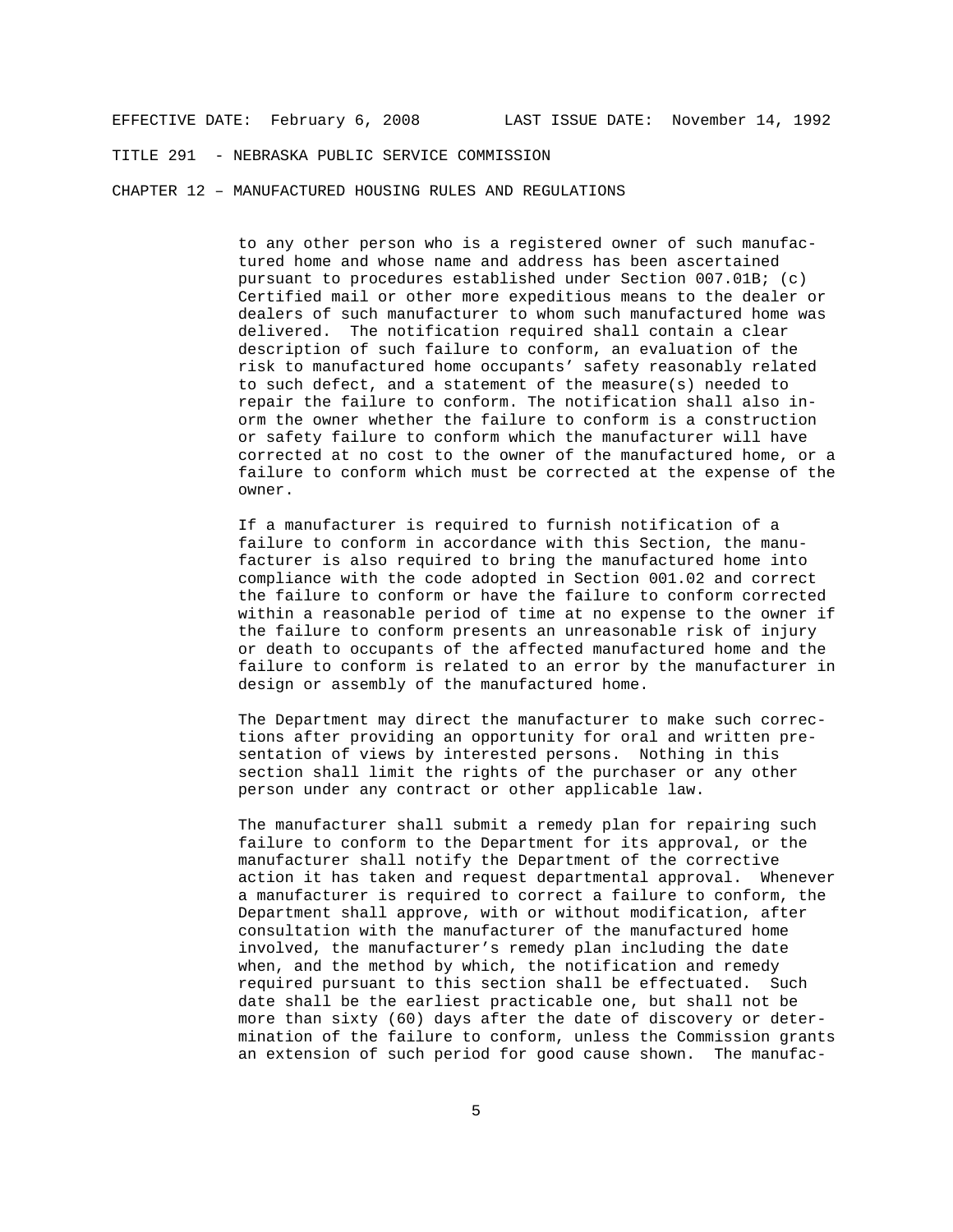to any other person who is a registered owner of such manufactured home and whose name and address has been ascertained pursuant to procedures established under Section 007.01B; (c) Certified mail or other more expeditious means to the dealer or dealers of such manufacturer to whom such manufactured home was delivered. The notification required shall contain a clear description of such failure to conform, an evaluation of the risk to manufactured home occupants' safety reasonably related to such defect, and a statement of the measure(s) needed to repair the failure to conform. The notification shall also inorm the owner whether the failure to conform is a construction or safety failure to conform which the manufacturer will have corrected at no cost to the owner of the manufactured home, or a failure to conform which must be corrected at the expense of the owner.

If a manufacturer is required to furnish notification of a failure to conform in accordance with this Section, the manufacturer is also required to bring the manufactured home into compliance with the code adopted in Section 001.02 and correct the failure to conform or have the failure to conform corrected within a reasonable period of time at no expense to the owner if the failure to conform presents an unreasonable risk of injury or death to occupants of the affected manufactured home and the failure to conform is related to an error by the manufacturer in design or assembly of the manufactured home.

The Department may direct the manufacturer to make such corrections after providing an opportunity for oral and written presentation of views by interested persons. Nothing in this section shall limit the rights of the purchaser or any other person under any contract or other applicable law.

The manufacturer shall submit a remedy plan for repairing such failure to conform to the Department for its approval, or the manufacturer shall notify the Department of the corrective action it has taken and request departmental approval. Whenever a manufacturer is required to correct a failure to conform, the Department shall approve, with or without modification, after consultation with the manufacturer of the manufactured home involved, the manufacturer's remedy plan including the date when, and the method by which, the notification and remedy required pursuant to this section shall be effectuated. Such date shall be the earliest practicable one, but shall not be more than sixty (60) days after the date of discovery or determination of the failure to conform, unless the Commission grants an extension of such period for good cause shown. The manufac-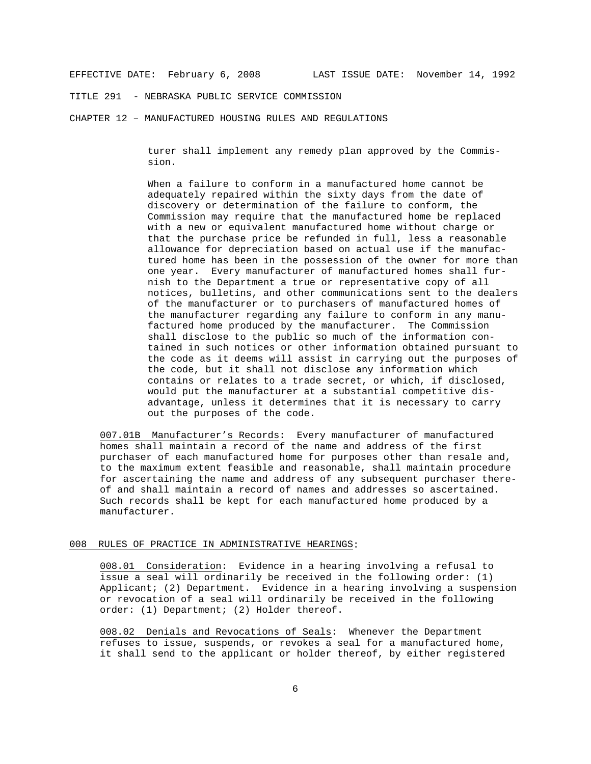turer shall implement any remedy plan approved by the Commission.

When a failure to conform in a manufactured home cannot be adequately repaired within the sixty days from the date of discovery or determination of the failure to conform, the Commission may require that the manufactured home be replaced with a new or equivalent manufactured home without charge or that the purchase price be refunded in full, less a reasonable allowance for depreciation based on actual use if the manufactured home has been in the possession of the owner for more than one year. Every manufacturer of manufactured homes shall furnish to the Department a true or representative copy of all notices, bulletins, and other communications sent to the dealers of the manufacturer or to purchasers of manufactured homes of the manufacturer regarding any failure to conform in any manufactured home produced by the manufacturer. The Commission shall disclose to the public so much of the information contained in such notices or other information obtained pursuant to the code as it deems will assist in carrying out the purposes of the code, but it shall not disclose any information which contains or relates to a trade secret, or which, if disclosed, would put the manufacturer at a substantial competitive disadvantage, unless it determines that it is necessary to carry out the purposes of the code.

<u>007.01B Manufacturer's Records</u>: Every manufacturer of manufactured homes shall maintain a record of the name and address of the first purchaser of each manufactured home for purposes other than resale and, to the maximum extent feasible and reasonable, shall maintain procedure for ascertaining the name and address of any subsequent purchaser thereof and shall maintain a record of names and addresses so ascertained. Such records shall be kept for each manufactured home produced by a manufacturer.

## <u>008 RULES OF PRACTICE IN ADMINISTRATIVE HEARINGS</u>:

<u>008.01 Consideration</u>: Evidence in a hearing involving a refusal to issue a seal will ordinarily be received in the following order: (1) Applicant; (2) Department. Evidence in a hearing involving a suspension or revocation of a seal will ordinarily be received in the following order: (1) Department; (2) Holder thereof.

<u>008.02 Denials and Revocations of Seals</u>: Whenever the Department refuses to issue, suspends, or revokes a seal for a manufactured home, it shall send to the applicant or holder thereof, by either registered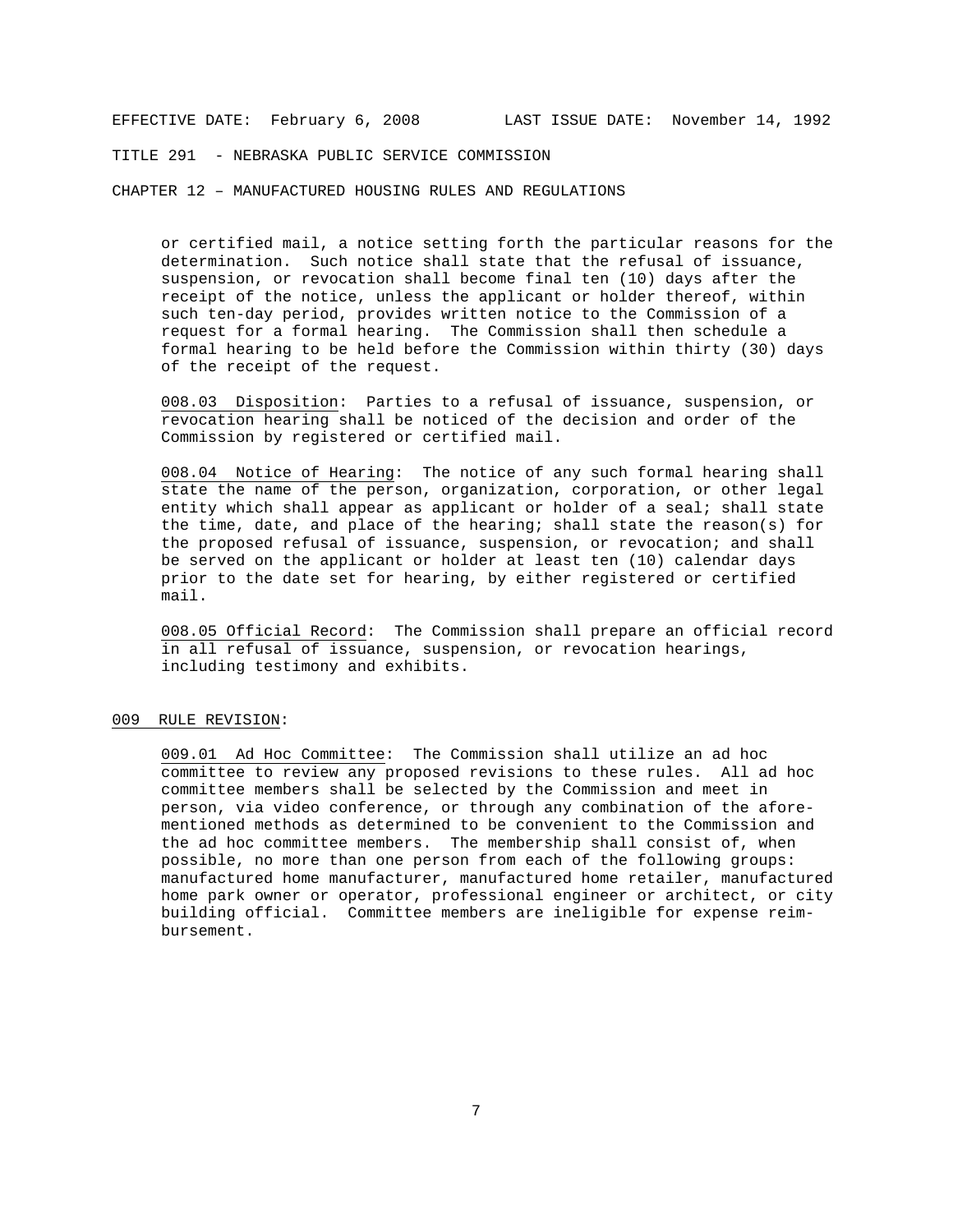or certified mail, a notice setting forth the particular reasons for the determination. Such notice shall state that the refusal of issuance, suspension, or revocation shall become final ten (10) days after the receipt of the notice, unless the applicant or holder thereof, within such ten-day period, provides written notice to the Commission of a request for a formal hearing. The Commission shall then schedule a formal hearing to be held before the Commission within thirty (30) days of the receipt of the request.

<u>008.03 Disposition</u>: Parties to a refusal of issuance, suspension, or revocation hearing shall be noticed of the decision and order of the Commission by registered or certified mail.

<u>008.04 Notice of Hearing</u>: The notice of any such formal hearing shall state the name of the person, organization, corporation, or other legal entity which shall appear as applicant or holder of a seal; shall state the time, date, and place of the hearing; shall state the reason(s) for the proposed refusal of issuance, suspension, or revocation; and shall be served on the applicant or holder at least ten (10) calendar days prior to the date set for hearing, by either registered or certified mail.

<u>008.05 Official Record</u>: The Commission shall prepare an official record in all refusal of issuance, suspension, or revocation hearings, including testimony and exhibits.

<u>009 RULE REVISION</u>:

<u>009.01 Ad Hoc Committee</u>: The Commission shall utilize an ad hoc committee to review any proposed revisions to these rules. All ad hoc committee members shall be selected by the Commission and meet in person, via video conference, or through any combination of the aforementioned methods as determined to be convenient to the Commission and the ad hoc committee members. The membership shall consist of, when possible, no more than one person from each of the following groups: manufactured home manufacturer, manufactured home retailer, manufactured home park owner or operator, professional engineer or architect, or city building official. Committee members are ineligible for expense reimbursement.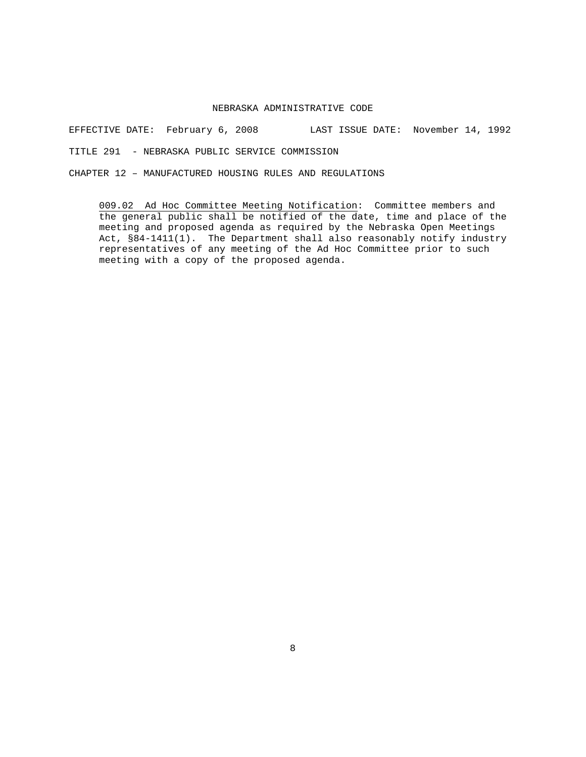009.02 Ad Hoc Committee Meeting Notification: Committee members and the general public shall be notified of the date, time and place of the meeting and proposed agenda as required by the Nebraska Open Meetings Act, §84-1411(1). The Department shall also reasonably notify industry representatives of any meeting of the Ad Hoc Committee prior to such meeting with a copy of the proposed agenda.